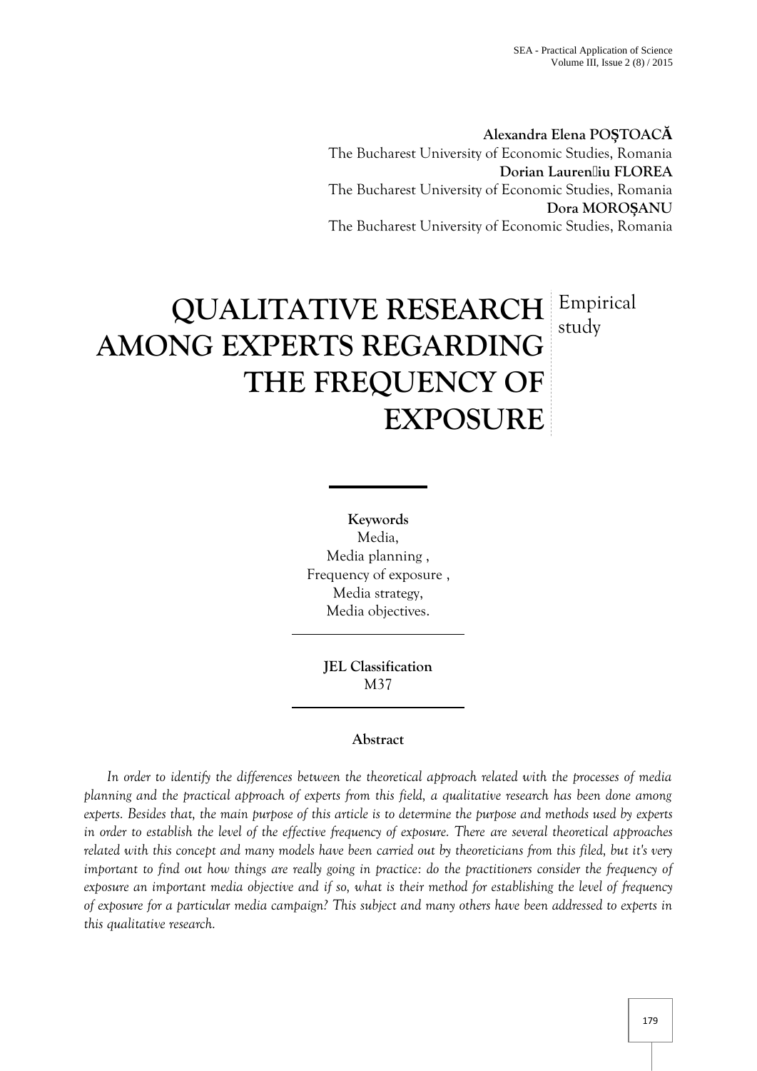**Alexandra Elena POȘTOACĂ**
The Bucharest University of Economic Studies, Romania
**Dorian Lauren�iu FLOREA**
The Bucharest University of Economic Studies, Romania
**Dora MOROȘANU**
The Bucharest University of Economic Studies, Romania

# QUALITATIVE RESEARCH AMONG EXPERTS REGARDING THE FREQUENCY OF EXPOSURE

Empirical study

**Keywords**
Media,
Media planning ,
Frequency of exposure ,
Media strategy,
Media objectives.

**JEL Classification**
M37

## Abstract

*In order to identify the differences between the theoretical approach related with the processes of media planning and the practical approach of experts from this field, a qualitative research has been done among experts. Besides that, the main purpose of this article is to determine the purpose and methods used by experts in order to establish the level of the effective frequency of exposure. There are several theoretical approaches related with this concept and many models have been carried out by theoreticians from this filed, but it's very important to find out how things are really going in practice: do the practitioners consider the frequency of exposure an important media objective and if so, what is their method for establishing the level of frequency of exposure for a particular media campaign? This subject and many others have been addressed to experts in this qualitative research.*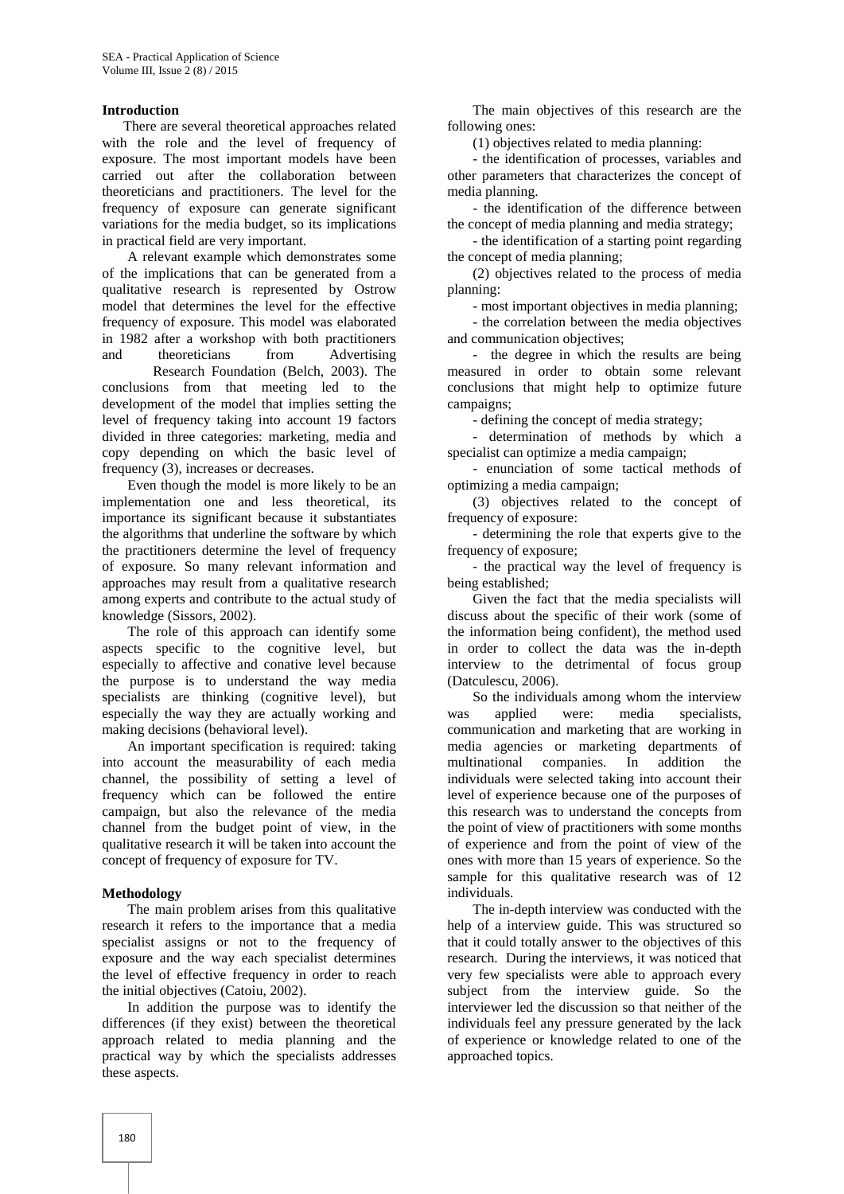## Introduction

There are several theoretical approaches related with the role and the level of frequency of exposure. The most important models have been carried out after the collaboration between theoreticians and practitioners. The level for the frequency of exposure can generate significant variations for the media budget, so its implications in practical field are very important.

A relevant example which demonstrates some of the implications that can be generated from a qualitative research is represented by Ostrow model that determines the level for the effective frequency of exposure. This model was elaborated in 1982 after a workshop with both practitioners and theoreticians from Advertising Research Foundation (Belch, 2003). The conclusions from that meeting led to the development of the model that implies setting the level of frequency taking into account 19 factors divided in three categories: marketing, media and copy depending on which the basic level of frequency (3), increases or decreases.

Even though the model is more likely to be an implementation one and less theoretical, its importance its significant because it substantiates the algorithms that underline the software by which the practitioners determine the level of frequency of exposure. So many relevant information and approaches may result from a qualitative research among experts and contribute to the actual study of knowledge (Sissors, 2002).

The role of this approach can identify some aspects specific to the cognitive level, but especially to affective and conative level because the purpose is to understand the way media specialists are thinking (cognitive level), but especially the way they are actually working and making decisions (behavioral level).

An important specification is required: taking into account the measurability of each media channel, the possibility of setting a level of frequency which can be followed the entire campaign, but also the relevance of the media channel from the budget point of view, in the qualitative research it will be taken into account the concept of frequency of exposure for TV.

## Methodology

The main problem arises from this qualitative research it refers to the importance that a media specialist assigns or not to the frequency of exposure and the way each specialist determines the level of effective frequency in order to reach the initial objectives (Catoiu, 2002).

In addition the purpose was to identify the differences (if they exist) between the theoretical approach related to media planning and the practical way by which the specialists addresses these aspects.

The main objectives of this research are the following ones:

(1) objectives related to media planning:

- the identification of processes, variables and other parameters that characterizes the concept of media planning.
- the identification of the difference between the concept of media planning and media strategy;
- the identification of a starting point regarding the concept of media planning;

(2) objectives related to the process of media planning:

- most important objectives in media planning;
- the correlation between the media objectives and communication objectives;
- the degree in which the results are being measured in order to obtain some relevant conclusions that might help to optimize future campaigns;
- defining the concept of media strategy;
- determination of methods by which a specialist can optimize a media campaign;
- enunciation of some tactical methods of optimizing a media campaign;

(3) objectives related to the concept of frequency of exposure:

- determining the role that experts give to the frequency of exposure;
- the practical way the level of frequency is being established;

Given the fact that the media specialists will discuss about the specific of their work (some of the information being confident), the method used in order to collect the data was the in-depth interview to the detrimental of focus group (Datculescu, 2006).

So the individuals among whom the interview was applied were: media specialists, communication and marketing that are working in media agencies or marketing departments of multinational companies. In addition the individuals were selected taking into account their level of experience because one of the purposes of this research was to understand the concepts from the point of view of practitioners with some months of experience and from the point of view of the ones with more than 15 years of experience. So the sample for this qualitative research was of 12 individuals.

The in-depth interview was conducted with the help of a interview guide. This was structured so that it could totally answer to the objectives of this research. During the interviews, it was noticed that very few specialists were able to approach every subject from the interview guide. So the interviewer led the discussion so that neither of the individuals feel any pressure generated by the lack of experience or knowledge related to one of the approached topics.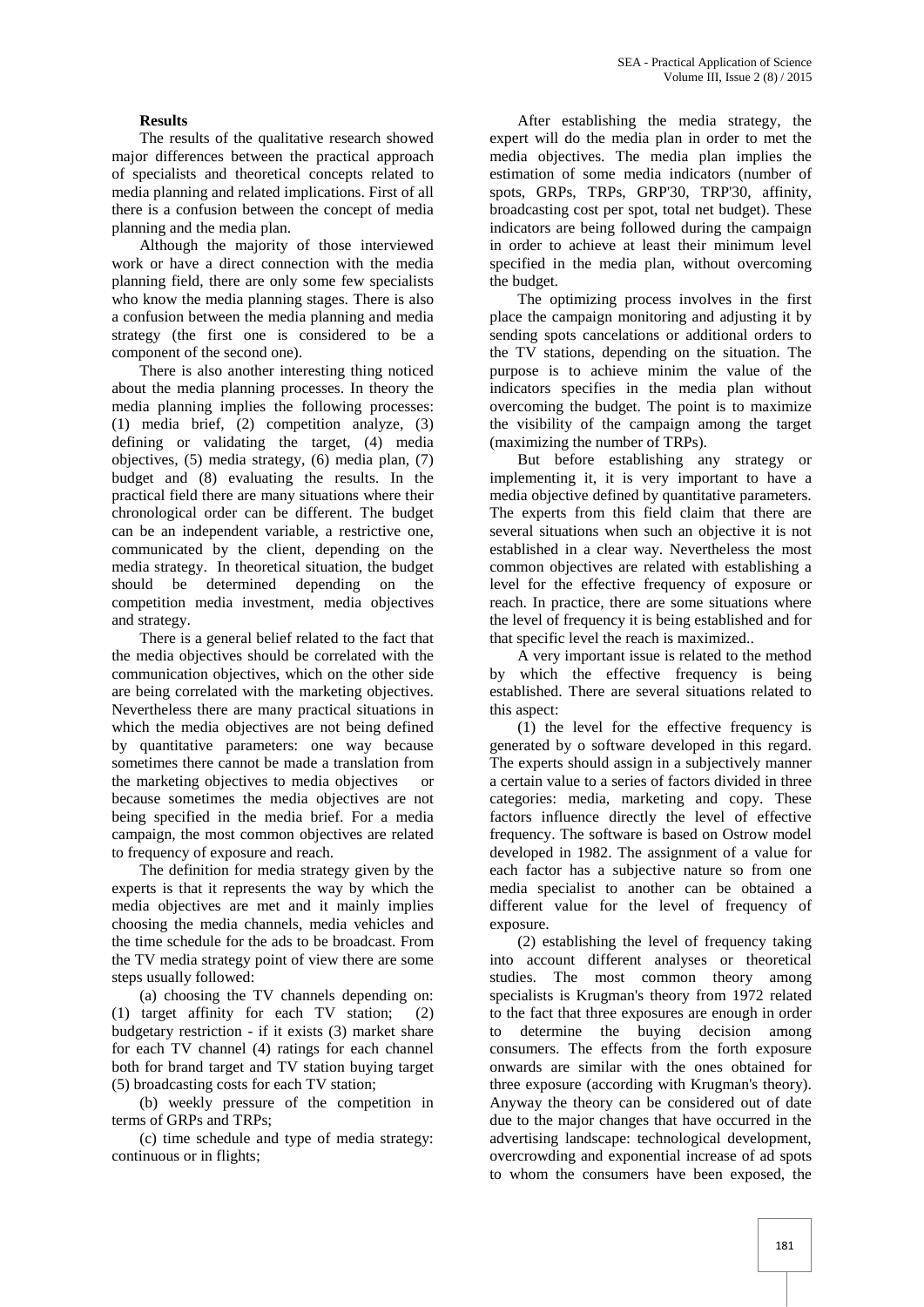**Results**

The results of the qualitative research showed major differences between the practical approach of specialists and theoretical concepts related to media planning and related implications. First of all there is a confusion between the concept of media planning and the media plan.

Although the majority of those interviewed work or have a direct connection with the media planning field, there are only some few specialists who know the media planning stages. There is also a confusion between the media planning and media strategy (the first one is considered to be a component of the second one).

There is also another interesting thing noticed about the media planning processes. In theory the media planning implies the following processes: (1) media brief, (2) competition analyze, (3) defining or validating the target, (4) media objectives, (5) media strategy, (6) media plan, (7) budget and (8) evaluating the results. In the practical field there are many situations where their chronological order can be different. The budget can be an independent variable, a restrictive one, communicated by the client, depending on the media strategy. In theoretical situation, the budget should be determined depending on the competition media investment, media objectives and strategy.

There is a general belief related to the fact that the media objectives should be correlated with the communication objectives, which on the other side are being correlated with the marketing objectives. Nevertheless there are many practical situations in which the media objectives are not being defined by quantitative parameters: one way because sometimes there cannot be made a translation from the marketing objectives to media objectives or because sometimes the media objectives are not being specified in the media brief. For a media campaign, the most common objectives are related to frequency of exposure and reach.

The definition for media strategy given by the experts is that it represents the way by which the media objectives are met and it mainly implies choosing the media channels, media vehicles and the time schedule for the ads to be broadcast. From the TV media strategy point of view there are some steps usually followed:

(a) choosing the TV channels depending on: (1) target affinity for each TV station; (2) budgetary restriction - if it exists (3) market share for each TV channel (4) ratings for each channel both for brand target and TV station buying target (5) broadcasting costs for each TV station;

(b) weekly pressure of the competition in terms of GRPs and TRPs;

(c) time schedule and type of media strategy: continuous or in flights;

After establishing the media strategy, the expert will do the media plan in order to met the media objectives. The media plan implies the estimation of some media indicators (number of spots, GRPs, TRPs, GRP'30, TRP'30, affinity, broadcasting cost per spot, total net budget). These indicators are being followed during the campaign in order to achieve at least their minimum level specified in the media plan, without overcoming the budget.

The optimizing process involves in the first place the campaign monitoring and adjusting it by sending spots cancelations or additional orders to the TV stations, depending on the situation. The purpose is to achieve minim the value of the indicators specifies in the media plan without overcoming the budget. The point is to maximize the visibility of the campaign among the target (maximizing the number of TRPs).

But before establishing any strategy or implementing it, it is very important to have a media objective defined by quantitative parameters. The experts from this field claim that there are several situations when such an objective it is not established in a clear way. Nevertheless the most common objectives are related with establishing a level for the effective frequency of exposure or reach. In practice, there are some situations where the level of frequency it is being established and for that specific level the reach is maximized..

A very important issue is related to the method by which the effective frequency is being established. There are several situations related to this aspect:

(1) the level for the effective frequency is generated by o software developed in this regard. The experts should assign in a subjectively manner a certain value to a series of factors divided in three categories: media, marketing and copy. These factors influence directly the level of effective frequency. The software is based on Ostrow model developed in 1982. The assignment of a value for each factor has a subjective nature so from one media specialist to another can be obtained a different value for the level of frequency of exposure.

(2) establishing the level of frequency taking into account different analyses or theoretical studies. The most common theory among specialists is Krugman's theory from 1972 related to the fact that three exposures are enough in order to determine the buying decision among consumers. The effects from the forth exposure onwards are similar with the ones obtained for three exposure (according with Krugman's theory). Anyway the theory can be considered out of date due to the major changes that have occurred in the advertising landscape: technological development, overcrowding and exponential increase of ad spots to whom the consumers have been exposed, the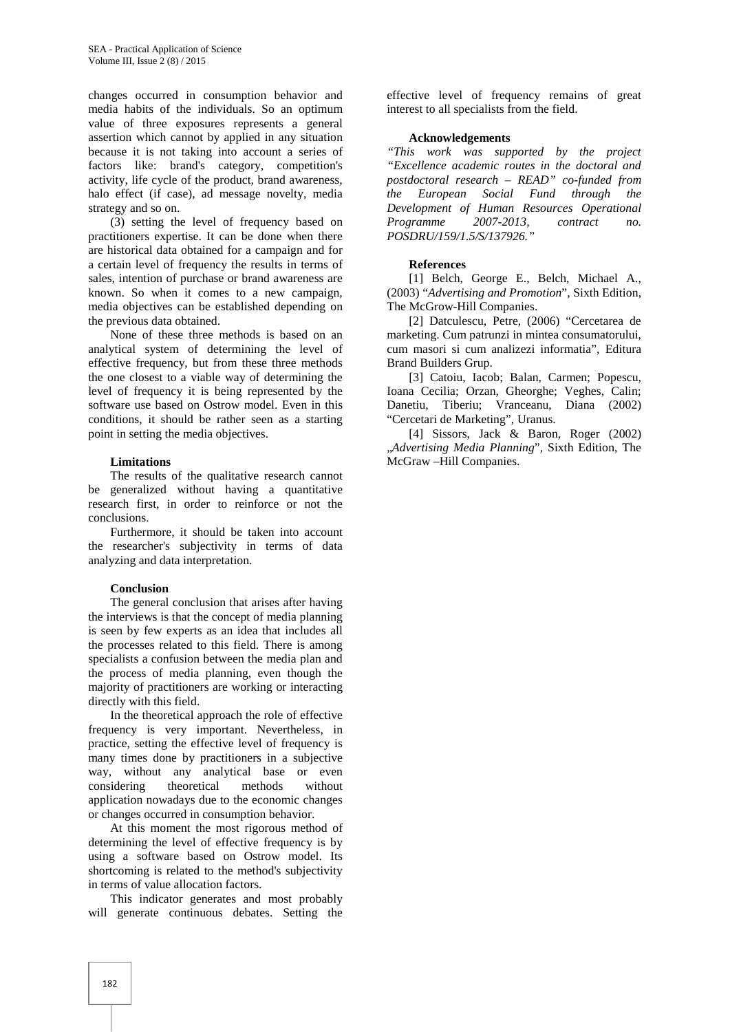changes occurred in consumption behavior and media habits of the individuals. So an optimum value of three exposures represents a general assertion which cannot by applied in any situation because it is not taking into account a series of factors like: brand's category, competition's activity, life cycle of the product, brand awareness, halo effect (if case), ad message novelty, media strategy and so on.

(3) setting the level of frequency based on practitioners expertise. It can be done when there are historical data obtained for a campaign and for a certain level of frequency the results in terms of sales, intention of purchase or brand awareness are known. So when it comes to a new campaign, media objectives can be established depending on the previous data obtained.

None of these three methods is based on an analytical system of determining the level of effective frequency, but from these three methods the one closest to a viable way of determining the level of frequency it is being represented by the software use based on Ostrow model. Even in this conditions, it should be rather seen as a starting point in setting the media objectives.

#### Limitations

The results of the qualitative research cannot be generalized without having a quantitative research first, in order to reinforce or not the conclusions.

Furthermore, it should be taken into account the researcher's subjectivity in terms of data analyzing and data interpretation.

#### Conclusion

The general conclusion that arises after having the interviews is that the concept of media planning is seen by few experts as an idea that includes all the processes related to this field. There is among specialists a confusion between the media plan and the process of media planning, even though the majority of practitioners are working or interacting directly with this field.

In the theoretical approach the role of effective frequency is very important. Nevertheless, in practice, setting the effective level of frequency is many times done by practitioners in a subjective way, without any analytical base or even considering theoretical methods without application nowadays due to the economic changes or changes occurred in consumption behavior.

At this moment the most rigorous method of determining the level of effective frequency is by using a software based on Ostrow model. Its shortcoming is related to the method's subjectivity in terms of value allocation factors.

This indicator generates and most probably will generate continuous debates. Setting the effective level of frequency remains of great interest to all specialists from the field.

#### Acknowledgements

*"This work was supported by the project "Excellence academic routes in the doctoral and postdoctoral research – READ" co-funded from the European Social Fund through the Development of Human Resources Operational Programme 2007-2013, contract no. POSDRU/159/1.5/S/137926."*

#### References

[1] Belch, George E., Belch, Michael A., (2003) "*Advertising and Promotion*", Sixth Edition, The McGrow-Hill Companies.

[2] Datculescu, Petre, (2006) "Cercetarea de marketing. Cum patrunzi in mintea consumatorului, cum masori si cum analizezi informatia", Editura Brand Builders Grup.

[3] Catoiu, Iacob; Balan, Carmen; Popescu, Ioana Cecilia; Orzan, Gheorghe; Veghes, Calin; Danetiu, Tiberiu; Vranceanu, Diana (2002) "Cercetari de Marketing", Uranus.

[4] Sissors, Jack & Baron, Roger (2002) „*Advertising Media Planning*", Sixth Edition, The McGraw –Hill Companies.